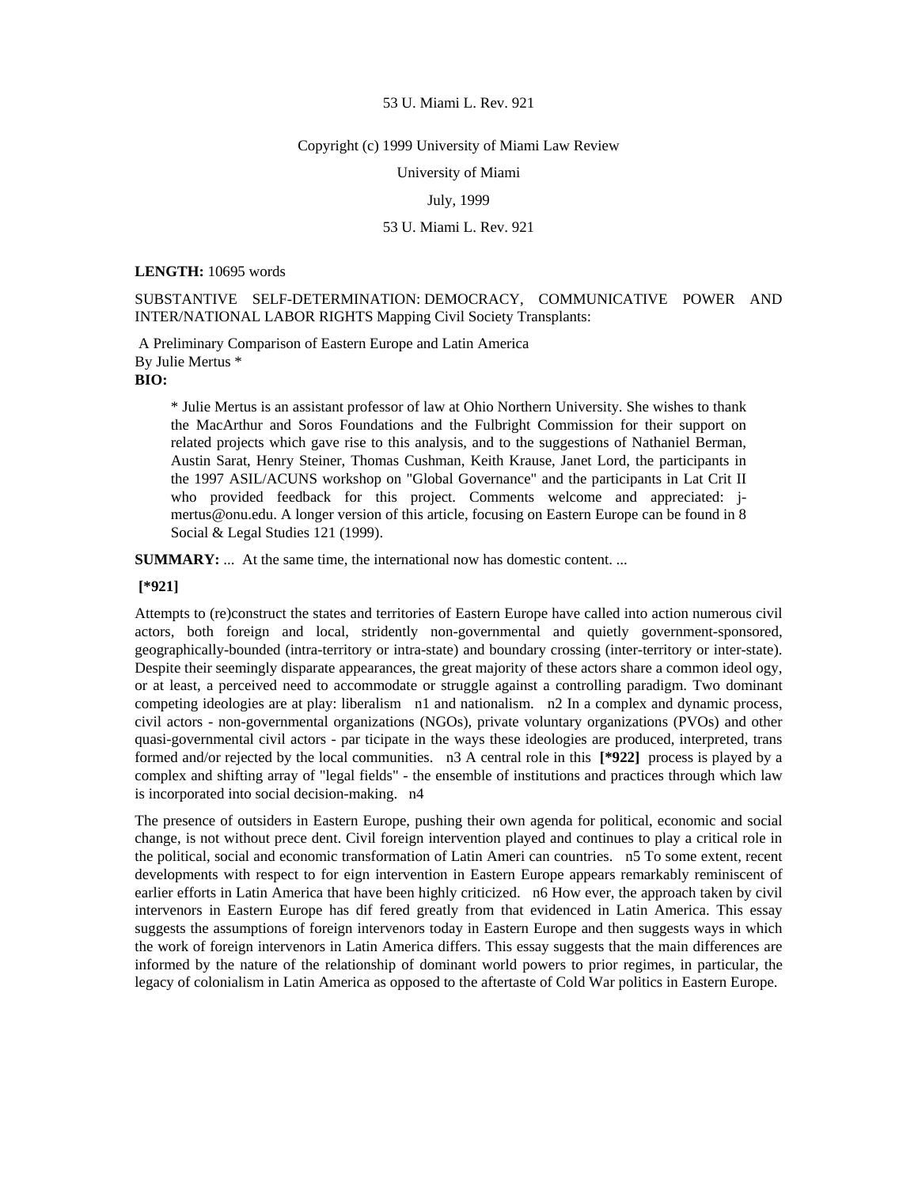53 U. Miami L. Rev. 921

Copyright (c) 1999 University of Miami Law Review

University of Miami

July, 1999

53 U. Miami L. Rev. 921

**LENGTH:** 10695 words

SUBSTANTIVE SELF-DETERMINATION: DEMOCRACY, COMMUNICATIVE POWER AND INTER/NATIONAL LABOR RIGHTS Mapping Civil Society Transplants:

A Preliminary Comparison of Eastern Europe and Latin America

By Julie Mertus *

**BIO:**

> * Julie Mertus is an assistant professor of law at Ohio Northern University. She wishes to thank the MacArthur and Soros Foundations and the Fulbright Commission for their support on related projects which gave rise to this analysis, and to the suggestions of Nathaniel Berman, Austin Sarat, Henry Steiner, Thomas Cushman, Keith Krause, Janet Lord, the participants in the 1997 ASIL/ACUNS workshop on "Global Governance" and the participants in Lat Crit II who provided feedback for this project. Comments welcome and appreciated: j-mertus@onu.edu. A longer version of this article, focusing on Eastern Europe can be found in 8 Social & Legal Studies 121 (1999).

**SUMMARY:** ... At the same time, the international now has domestic content. ...

**[*921]**

Attempts to (re)construct the states and territories of Eastern Europe have called into action numerous civil actors, both foreign and local, stridently non-governmental and quietly government-sponsored, geographically-bounded (intra-territory or intra-state) and boundary crossing (inter-territory or inter-state). Despite their seemingly disparate appearances, the great majority of these actors share a common ideol ogy, or at least, a perceived need to accommodate or struggle against a controlling paradigm. Two dominant competing ideologies are at play: liberalism n1 and nationalism. n2 In a complex and dynamic process, civil actors - non-governmental organizations (NGOs), private voluntary organizations (PVOs) and other quasi-governmental civil actors - par ticipate in the ways these ideologies are produced, interpreted, trans formed and/or rejected by the local communities. n3 A central role in this **[*922]** process is played by a complex and shifting array of "legal fields" - the ensemble of institutions and practices through which law is incorporated into social decision-making. n4

The presence of outsiders in Eastern Europe, pushing their own agenda for political, economic and social change, is not without prece dent. Civil foreign intervention played and continues to play a critical role in the political, social and economic transformation of Latin Ameri can countries. n5 To some extent, recent developments with respect to for eign intervention in Eastern Europe appears remarkably reminiscent of earlier efforts in Latin America that have been highly criticized. n6 How ever, the approach taken by civil intervenors in Eastern Europe has dif fered greatly from that evidenced in Latin America. This essay suggests the assumptions of foreign intervenors today in Eastern Europe and then suggests ways in which the work of foreign intervenors in Latin America differs. This essay suggests that the main differences are informed by the nature of the relationship of dominant world powers to prior regimes, in particular, the legacy of colonialism in Latin America as opposed to the aftertaste of Cold War politics in Eastern Europe.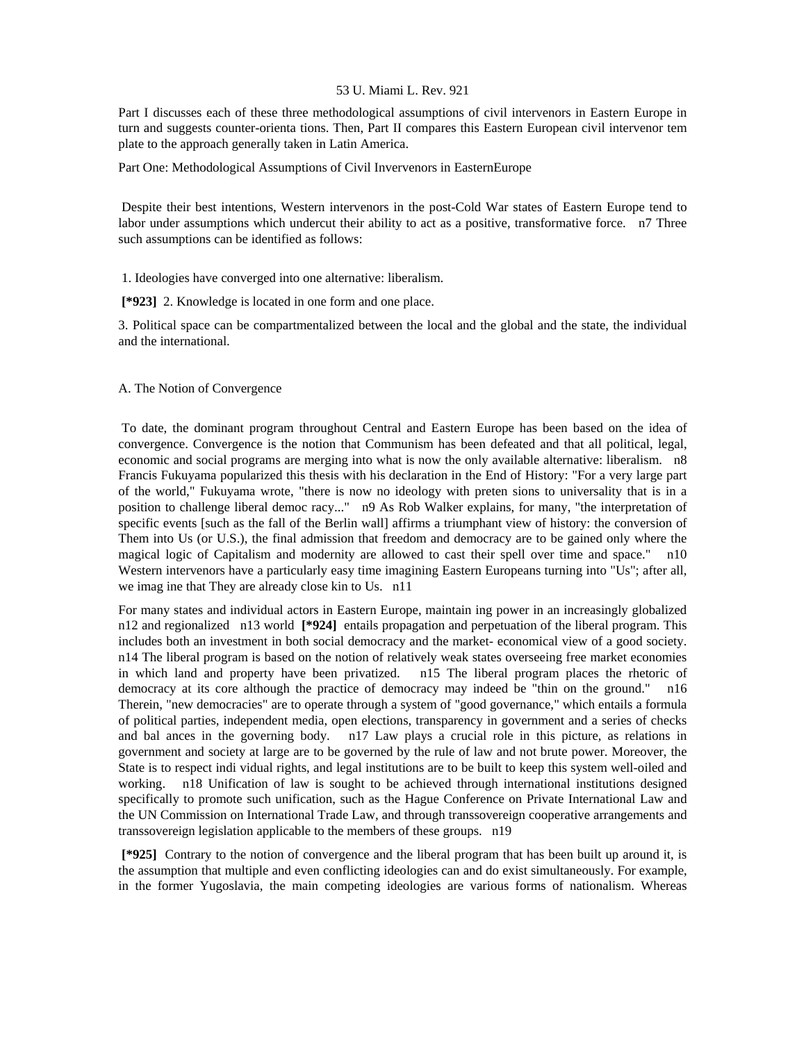Part I discusses each of these three methodological assumptions of civil intervenors in Eastern Europe in turn and suggests counter-orienta tions. Then, Part II compares this Eastern European civil intervenor tem plate to the approach generally taken in Latin America.

Part One: Methodological Assumptions of Civil Invervenors in EasternEurope

Despite their best intentions, Western intervenors in the post-Cold War states of Eastern Europe tend to labor under assumptions which undercut their ability to act as a positive, transformative force. n7 Three such assumptions can be identified as follows:

1. Ideologies have converged into one alternative: liberalism.

[*923] 2. Knowledge is located in one form and one place.

3. Political space can be compartmentalized between the local and the global and the state, the individual and the international.

A. The Notion of Convergence

To date, the dominant program throughout Central and Eastern Europe has been based on the idea of convergence. Convergence is the notion that Communism has been defeated and that all political, legal, economic and social programs are merging into what is now the only available alternative: liberalism. n8 Francis Fukuyama popularized this thesis with his declaration in the End of History: "For a very large part of the world," Fukuyama wrote, "there is now no ideology with preten sions to universality that is in a position to challenge liberal democ racy..." n9 As Rob Walker explains, for many, "the interpretation of specific events [such as the fall of the Berlin wall] affirms a triumphant view of history: the conversion of Them into Us (or U.S.), the final admission that freedom and democracy are to be gained only where the magical logic of Capitalism and modernity are allowed to cast their spell over time and space." n10 Western intervenors have a particularly easy time imagining Eastern Europeans turning into "Us"; after all, we imag ine that They are already close kin to Us. n11

For many states and individual actors in Eastern Europe, maintain ing power in an increasingly globalized n12 and regionalized n13 world [*924] entails propagation and perpetuation of the liberal program. This includes both an investment in both social democracy and the market- economical view of a good society. n14 The liberal program is based on the notion of relatively weak states overseeing free market economies in which land and property have been privatized. n15 The liberal program places the rhetoric of democracy at its core although the practice of democracy may indeed be "thin on the ground." n16 Therein, "new democracies" are to operate through a system of "good governance," which entails a formula of political parties, independent media, open elections, transparency in government and a series of checks and bal ances in the governing body. n17 Law plays a crucial role in this picture, as relations in government and society at large are to be governed by the rule of law and not brute power. Moreover, the State is to respect indi vidual rights, and legal institutions are to be built to keep this system well-oiled and working. n18 Unification of law is sought to be achieved through international institutions designed specifically to promote such unification, such as the Hague Conference on Private International Law and the UN Commission on International Trade Law, and through transsovereign cooperative arrangements and transsovereign legislation applicable to the members of these groups. n19

[*925] Contrary to the notion of convergence and the liberal program that has been built up around it, is the assumption that multiple and even conflicting ideologies can and do exist simultaneously. For example, in the former Yugoslavia, the main competing ideologies are various forms of nationalism. Whereas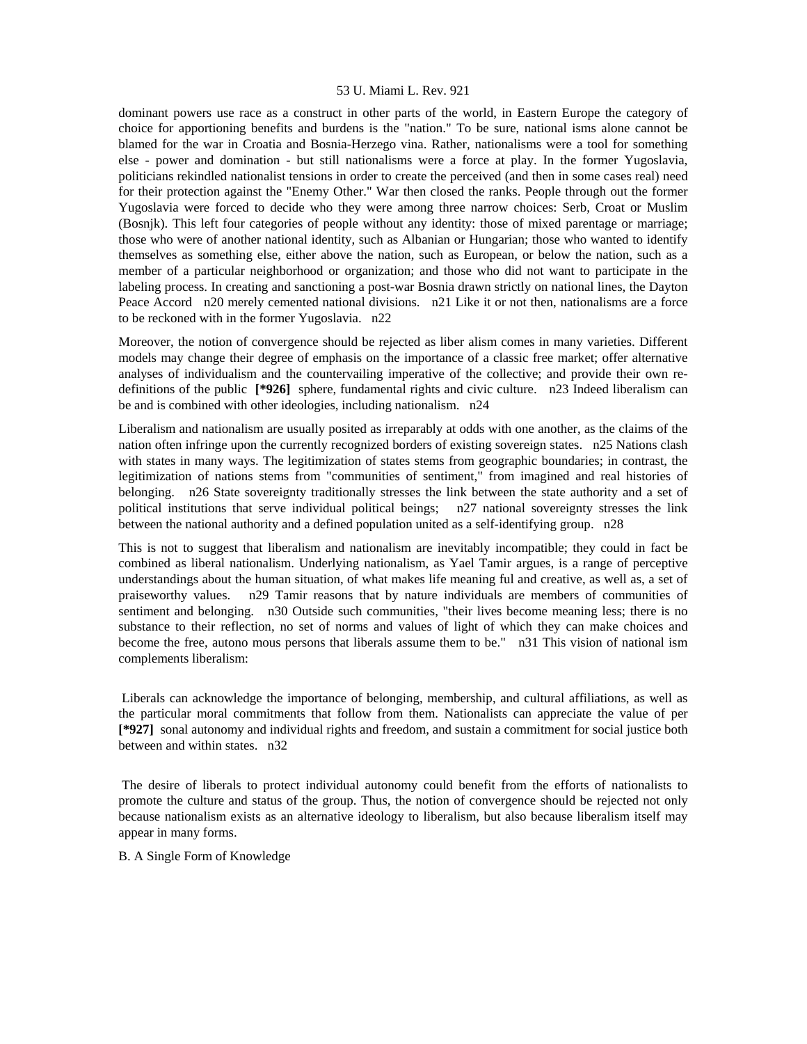dominant powers use race as a construct in other parts of the world, in Eastern Europe the category of choice for apportioning benefits and burdens is the "nation." To be sure, national isms alone cannot be blamed for the war in Croatia and Bosnia-Herzego vina. Rather, nationalisms were a tool for something else - power and domination - but still nationalisms were a force at play. In the former Yugoslavia, politicians rekindled nationalist tensions in order to create the perceived (and then in some cases real) need for their protection against the "Enemy Other." War then closed the ranks. People through out the former Yugoslavia were forced to decide who they were among three narrow choices: Serb, Croat or Muslim (Bosnjk). This left four categories of people without any identity: those of mixed parentage or marriage; those who were of another national identity, such as Albanian or Hungarian; those who wanted to identify themselves as something else, either above the nation, such as European, or below the nation, such as a member of a particular neighborhood or organization; and those who did not want to participate in the labeling process. In creating and sanctioning a post-war Bosnia drawn strictly on national lines, the Dayton Peace Accord n20 merely cemented national divisions. n21 Like it or not then, nationalisms are a force to be reckoned with in the former Yugoslavia. n22

Moreover, the notion of convergence should be rejected as liber alism comes in many varieties. Different models may change their degree of emphasis on the importance of a classic free market; offer alternative analyses of individualism and the countervailing imperative of the collective; and provide their own re-definitions of the public **[*926]** sphere, fundamental rights and civic culture. n23 Indeed liberalism can be and is combined with other ideologies, including nationalism. n24

Liberalism and nationalism are usually posited as irreparably at odds with one another, as the claims of the nation often infringe upon the currently recognized borders of existing sovereign states. n25 Nations clash with states in many ways. The legitimization of states stems from geographic boundaries; in contrast, the legitimization of nations stems from "communities of sentiment," from imagined and real histories of belonging. n26 State sovereignty traditionally stresses the link between the state authority and a set of political institutions that serve individual political beings; n27 national sovereignty stresses the link between the national authority and a defined population united as a self-identifying group. n28

This is not to suggest that liberalism and nationalism are inevitably incompatible; they could in fact be combined as liberal nationalism. Underlying nationalism, as Yael Tamir argues, is a range of perceptive understandings about the human situation, of what makes life meaning ful and creative, as well as, a set of praiseworthy values. n29 Tamir reasons that by nature individuals are members of communities of sentiment and belonging. n30 Outside such communities, "their lives become meaning less; there is no substance to their reflection, no set of norms and values of light of which they can make choices and become the free, autono mous persons that liberals assume them to be." n31 This vision of national ism complements liberalism:

> Liberals can acknowledge the importance of belonging, membership, and cultural affiliations, as well as the particular moral commitments that follow from them. Nationalists can appreciate the value of per **[*927]** sonal autonomy and individual rights and freedom, and sustain a commitment for social justice both between and within states. n32

The desire of liberals to protect individual autonomy could benefit from the efforts of nationalists to promote the culture and status of the group. Thus, the notion of convergence should be rejected not only because nationalism exists as an alternative ideology to liberalism, but also because liberalism itself may appear in many forms.

B. A Single Form of Knowledge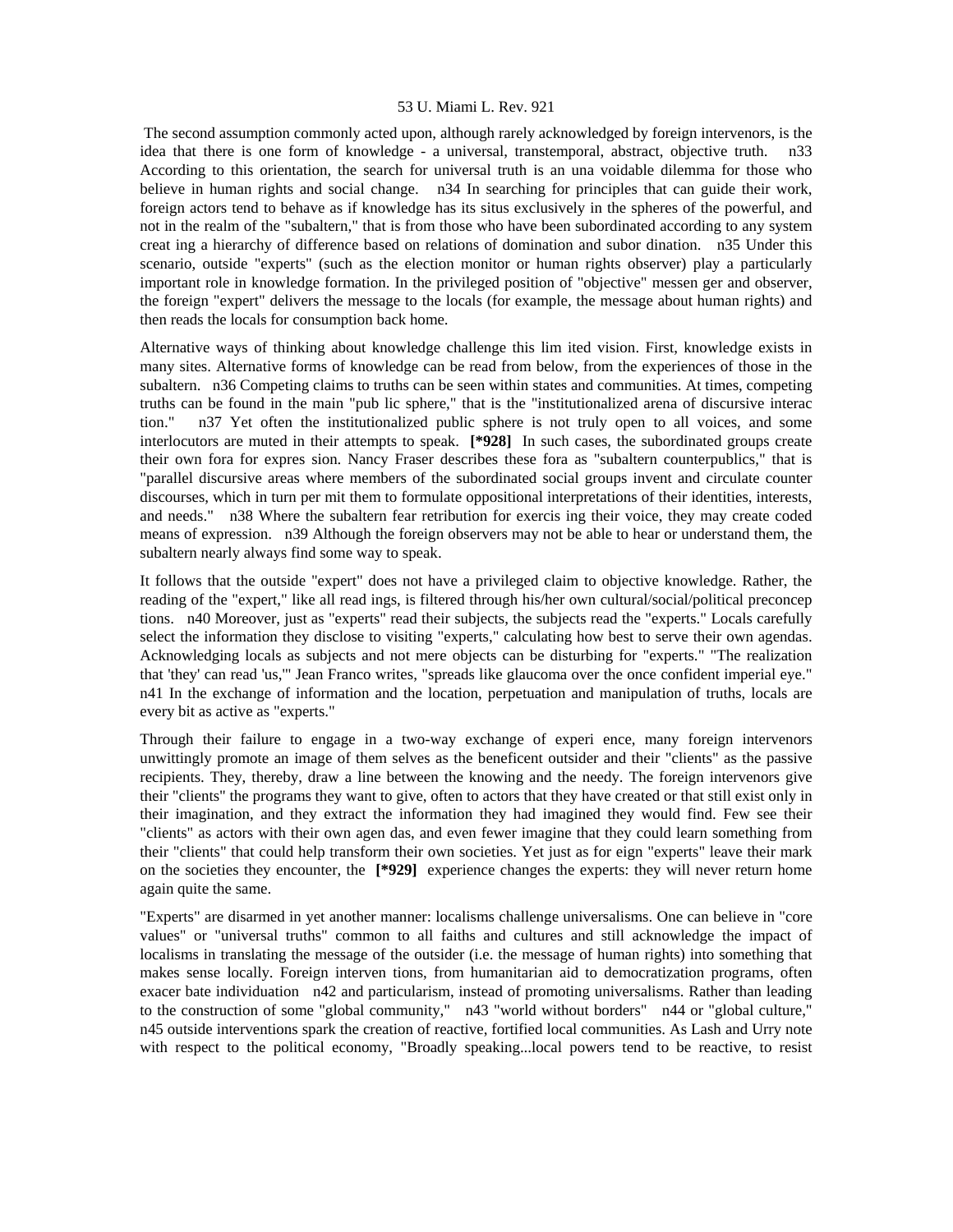The second assumption commonly acted upon, although rarely acknowledged by foreign intervenors, is the idea that there is one form of knowledge - a universal, transtemporal, abstract, objective truth. n33 According to this orientation, the search for universal truth is an unavoidable dilemma for those who believe in human rights and social change. n34 In searching for principles that can guide their work, foreign actors tend to behave as if knowledge has its situs exclusively in the spheres of the powerful, and not in the realm of the "subaltern," that is from those who have been subordinated according to any system creating a hierarchy of difference based on relations of domination and subordination. n35 Under this scenario, outside "experts" (such as the election monitor or human rights observer) play a particularly important role in knowledge formation. In the privileged position of "objective" messenger and observer, the foreign "expert" delivers the message to the locals (for example, the message about human rights) and then reads the locals for consumption back home.

Alternative ways of thinking about knowledge challenge this limited vision. First, knowledge exists in many sites. Alternative forms of knowledge can be read from below, from the experiences of those in the subaltern. n36 Competing claims to truths can be seen within states and communities. At times, competing truths can be found in the main "public sphere," that is the "institutionalized arena of discursive interaction." n37 Yet often the institutionalized public sphere is not truly open to all voices, and some interlocutors are muted in their attempts to speak. **[*928]** In such cases, the subordinated groups create their own fora for expression. Nancy Fraser describes these fora as "subaltern counterpublics," that is "parallel discursive areas where members of the subordinated social groups invent and circulate counter discourses, which in turn permit them to formulate oppositional interpretations of their identities, interests, and needs." n38 Where the subaltern fear retribution for exercising their voice, they may create coded means of expression. n39 Although the foreign observers may not be able to hear or understand them, the subaltern nearly always find some way to speak.

It follows that the outside "expert" does not have a privileged claim to objective knowledge. Rather, the reading of the "expert," like all readings, is filtered through his/her own cultural/social/political preconceptions. n40 Moreover, just as "experts" read their subjects, the subjects read the "experts." Locals carefully select the information they disclose to visiting "experts," calculating how best to serve their own agendas. Acknowledging locals as subjects and not mere objects can be disturbing for "experts." "The realization that 'they' can read 'us,'" Jean Franco writes, "spreads like glaucoma over the once confident imperial eye." n41 In the exchange of information and the location, perpetuation and manipulation of truths, locals are every bit as active as "experts."

Through their failure to engage in a two-way exchange of experience, many foreign intervenors unwittingly promote an image of themselves as the beneficent outsider and their "clients" as the passive recipients. They, thereby, draw a line between the knowing and the needy. The foreign intervenors give their "clients" the programs they want to give, often to actors that they have created or that still exist only in their imagination, and they extract the information they had imagined they would find. Few see their "clients" as actors with their own agendas, and even fewer imagine that they could learn something from their "clients" that could help transform their own societies. Yet just as foreign "experts" leave their mark on the societies they encounter, the **[*929]** experience changes the experts: they will never return home again quite the same.

"Experts" are disarmed in yet another manner: localisms challenge universalisms. One can believe in "core values" or "universal truths" common to all faiths and cultures and still acknowledge the impact of localisms in translating the message of the outsider (i.e. the message of human rights) into something that makes sense locally. Foreign interventions, from humanitarian aid to democratization programs, often exacerbate individuation n42 and particularism, instead of promoting universalisms. Rather than leading to the construction of some "global community," n43 "world without borders" n44 or "global culture," n45 outside interventions spark the creation of reactive, fortified local communities. As Lash and Urry note with respect to the political economy, "Broadly speaking...local powers tend to be reactive, to resist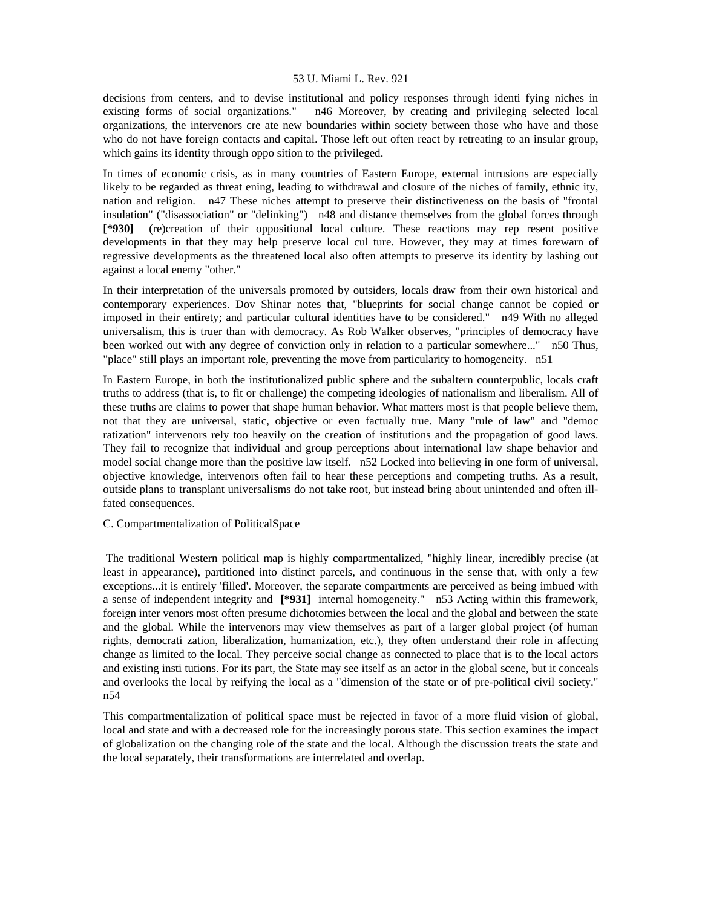decisions from centers, and to devise institutional and policy responses through identi fying niches in existing forms of social organizations." n46 Moreover, by creating and privileging selected local organizations, the intervenors cre ate new boundaries within society between those who have and those who do not have foreign contacts and capital. Those left out often react by retreating to an insular group, which gains its identity through oppo sition to the privileged.

In times of economic crisis, as in many countries of Eastern Europe, external intrusions are especially likely to be regarded as threat ening, leading to withdrawal and closure of the niches of family, ethnic ity, nation and religion. n47 These niches attempt to preserve their distinctiveness on the basis of "frontal insulation" ("disassociation" or "delinking") n48 and distance themselves from the global forces through **[*930]** (re)creation of their oppositional local culture. These reactions may rep resent positive developments in that they may help preserve local cul ture. However, they may at times forewarn of regressive developments as the threatened local also often attempts to preserve its identity by lashing out against a local enemy "other."

In their interpretation of the universals promoted by outsiders, locals draw from their own historical and contemporary experiences. Dov Shinar notes that, "blueprints for social change cannot be copied or imposed in their entirety; and particular cultural identities have to be considered." n49 With no alleged universalism, this is truer than with democracy. As Rob Walker observes, "principles of democracy have been worked out with any degree of conviction only in relation to a particular somewhere..." n50 Thus, "place" still plays an important role, preventing the move from particularity to homogeneity. n51

In Eastern Europe, in both the institutionalized public sphere and the subaltern counterpublic, locals craft truths to address (that is, to fit or challenge) the competing ideologies of nationalism and liberalism. All of these truths are claims to power that shape human behavior. What matters most is that people believe them, not that they are universal, static, objective or even factually true. Many "rule of law" and "democ ratization" intervenors rely too heavily on the creation of institutions and the propagation of good laws. They fail to recognize that individual and group perceptions about international law shape behavior and model social change more than the positive law itself. n52 Locked into believing in one form of universal, objective knowledge, intervenors often fail to hear these perceptions and competing truths. As a result, outside plans to transplant universalisms do not take root, but instead bring about unintended and often ill-fated consequences.

C. Compartmentalization of PoliticalSpace

The traditional Western political map is highly compartmentalized, "highly linear, incredibly precise (at least in appearance), partitioned into distinct parcels, and continuous in the sense that, with only a few exceptions...it is entirely 'filled'. Moreover, the separate compartments are perceived as being imbued with a sense of independent integrity and **[*931]** internal homogeneity." n53 Acting within this framework, foreign inter venors most often presume dichotomies between the local and the global and between the state and the global. While the intervenors may view themselves as part of a larger global project (of human rights, democrati zation, liberalization, humanization, etc.), they often understand their role in affecting change as limited to the local. They perceive social change as connected to place that is to the local actors and existing insti tutions. For its part, the State may see itself as an actor in the global scene, but it conceals and overlooks the local by reifying the local as a "dimension of the state or of pre-political civil society." n54

This compartmentalization of political space must be rejected in favor of a more fluid vision of global, local and state and with a decreased role for the increasingly porous state. This section examines the impact of globalization on the changing role of the state and the local. Although the discussion treats the state and the local separately, their transformations are interrelated and overlap.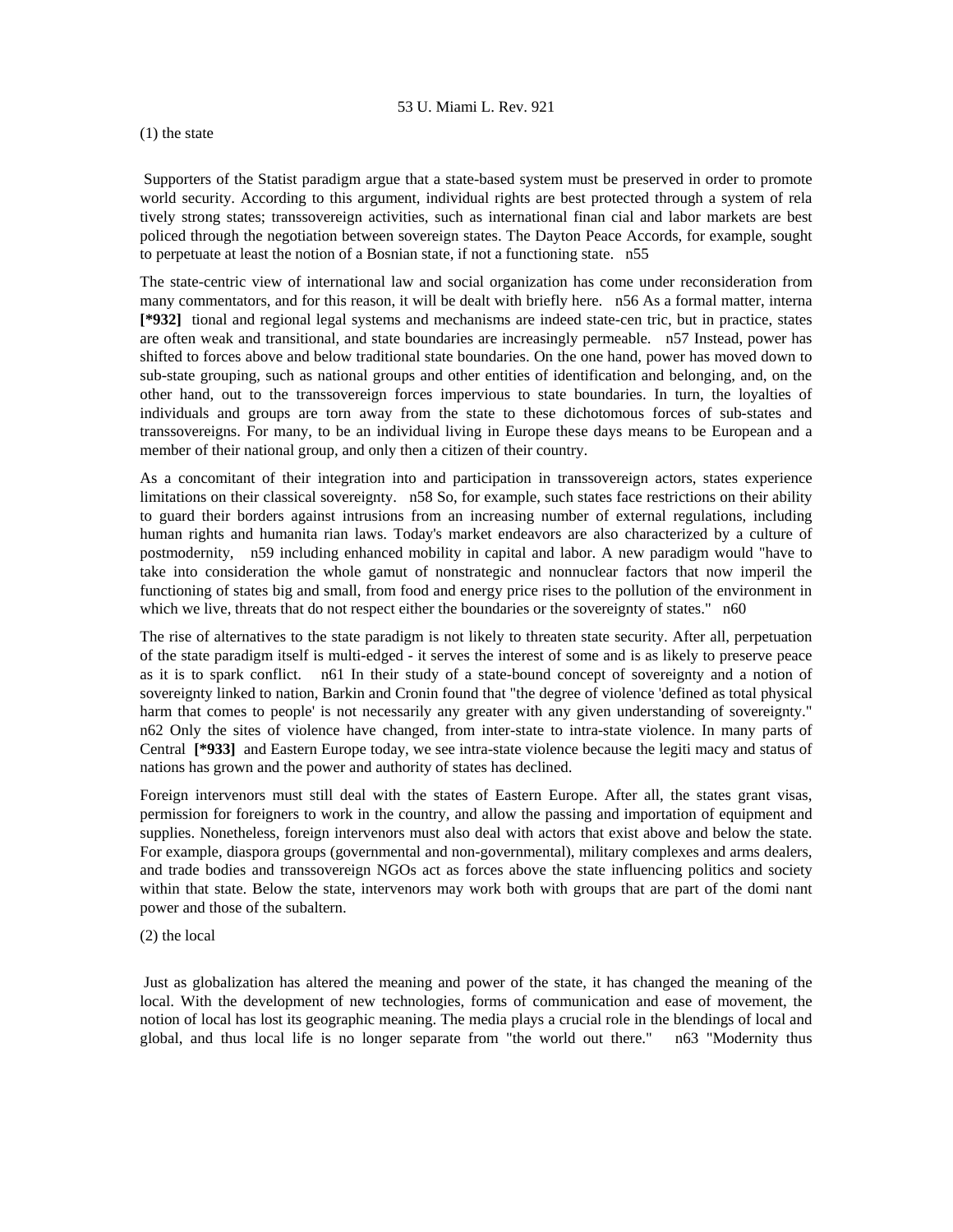(1) the state

Supporters of the Statist paradigm argue that a state-based system must be preserved in order to promote world security. According to this argument, individual rights are best protected through a system of relatively strong states; transsovereign activities, such as international financial and labor markets are best policed through the negotiation between sovereign states. The Dayton Peace Accords, for example, sought to perpetuate at least the notion of a Bosnian state, if not a functioning state. n55

The state-centric view of international law and social organization has come under reconsideration from many commentators, and for this reason, it will be dealt with briefly here. n56 As a formal matter, international **[*932]** and regional legal systems and mechanisms are indeed state-centric, but in practice, states are often weak and transitional, and state boundaries are increasingly permeable. n57 Instead, power has shifted to forces above and below traditional state boundaries. On the one hand, power has moved down to sub-state grouping, such as national groups and other entities of identification and belonging, and, on the other hand, out to the transsovereign forces impervious to state boundaries. In turn, the loyalties of individuals and groups are torn away from the state to these dichotomous forces of sub-states and transsovereigns. For many, to be an individual living in Europe these days means to be European and a member of their national group, and only then a citizen of their country.

As a concomitant of their integration into and participation in transsovereign actors, states experience limitations on their classical sovereignty. n58 So, for example, such states face restrictions on their ability to guard their borders against intrusions from an increasing number of external regulations, including human rights and humanitarian laws. Today's market endeavors are also characterized by a culture of postmodernity, n59 including enhanced mobility in capital and labor. A new paradigm would "have to take into consideration the whole gamut of nonstrategic and nonnuclear factors that now imperil the functioning of states big and small, from food and energy price rises to the pollution of the environment in which we live, threats that do not respect either the boundaries or the sovereignty of states." n60

The rise of alternatives to the state paradigm is not likely to threaten state security. After all, perpetuation of the state paradigm itself is multi-edged - it serves the interest of some and is as likely to preserve peace as it is to spark conflict. n61 In their study of a state-bound concept of sovereignty and a notion of sovereignty linked to nation, Barkin and Cronin found that "the degree of violence 'defined as total physical harm that comes to people' is not necessarily any greater with any given understanding of sovereignty." n62 Only the sites of violence have changed, from inter-state to intra-state violence. In many parts of Central **[*933]** and Eastern Europe today, we see intra-state violence because the legitimacy and status of nations has grown and the power and authority of states has declined.

Foreign intervenors must still deal with the states of Eastern Europe. After all, the states grant visas, permission for foreigners to work in the country, and allow the passing and importation of equipment and supplies. Nonetheless, foreign intervenors must also deal with actors that exist above and below the state. For example, diaspora groups (governmental and non-governmental), military complexes and arms dealers, and trade bodies and transsovereign NGOs act as forces above the state influencing politics and society within that state. Below the state, intervenors may work both with groups that are part of the dominant power and those of the subaltern.

(2) the local

Just as globalization has altered the meaning and power of the state, it has changed the meaning of the local. With the development of new technologies, forms of communication and ease of movement, the notion of local has lost its geographic meaning. The media plays a crucial role in the blendings of local and global, and thus local life is no longer separate from "the world out there." n63 "Modernity thus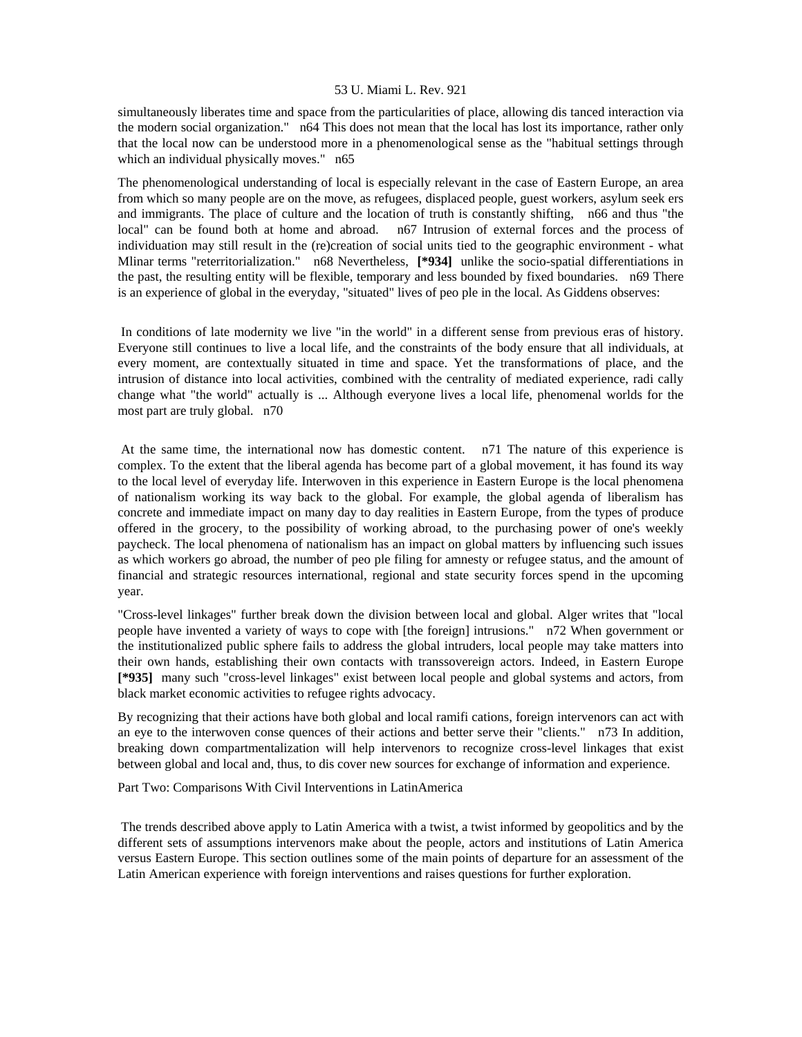simultaneously liberates time and space from the particularities of place, allowing dis tanced interaction via the modern social organization." n64 This does not mean that the local has lost its importance, rather only that the local now can be understood more in a phenomenological sense as the "habitual settings through which an individual physically moves." n65

The phenomenological understanding of local is especially relevant in the case of Eastern Europe, an area from which so many people are on the move, as refugees, displaced people, guest workers, asylum seek ers and immigrants. The place of culture and the location of truth is constantly shifting, n66 and thus "the local" can be found both at home and abroad. n67 Intrusion of external forces and the process of individuation may still result in the (re)creation of social units tied to the geographic environment - what Mlinar terms "reterritorialization." n68 Nevertheless, **[*934]** unlike the socio-spatial differentiations in the past, the resulting entity will be flexible, temporary and less bounded by fixed boundaries. n69 There is an experience of global in the everyday, "situated" lives of peo ple in the local. As Giddens observes:

In conditions of late modernity we live "in the world" in a different sense from previous eras of history. Everyone still continues to live a local life, and the constraints of the body ensure that all individuals, at every moment, are contextually situated in time and space. Yet the transformations of place, and the intrusion of distance into local activities, combined with the centrality of mediated experience, radi cally change what "the world" actually is ... Although everyone lives a local life, phenomenal worlds for the most part are truly global. n70

At the same time, the international now has domestic content. n71 The nature of this experience is complex. To the extent that the liberal agenda has become part of a global movement, it has found its way to the local level of everyday life. Interwoven in this experience in Eastern Europe is the local phenomena of nationalism working its way back to the global. For example, the global agenda of liberalism has concrete and immediate impact on many day to day realities in Eastern Europe, from the types of produce offered in the grocery, to the possibility of working abroad, to the purchasing power of one's weekly paycheck. The local phenomena of nationalism has an impact on global matters by influencing such issues as which workers go abroad, the number of peo ple filing for amnesty or refugee status, and the amount of financial and strategic resources international, regional and state security forces spend in the upcoming year.

"Cross-level linkages" further break down the division between local and global. Alger writes that "local people have invented a variety of ways to cope with [the foreign] intrusions." n72 When government or the institutionalized public sphere fails to address the global intruders, local people may take matters into their own hands, establishing their own contacts with transsovereign actors. Indeed, in Eastern Europe **[*935]** many such "cross-level linkages" exist between local people and global systems and actors, from black market economic activities to refugee rights advocacy.

By recognizing that their actions have both global and local ramifi cations, foreign intervenors can act with an eye to the interwoven conse quences of their actions and better serve their "clients." n73 In addition, breaking down compartmentalization will help intervenors to recognize cross-level linkages that exist between global and local and, thus, to dis cover new sources for exchange of information and experience.

Part Two: Comparisons With Civil Interventions in LatinAmerica

The trends described above apply to Latin America with a twist, a twist informed by geopolitics and by the different sets of assumptions intervenors make about the people, actors and institutions of Latin America versus Eastern Europe. This section outlines some of the main points of departure for an assessment of the Latin American experience with foreign interventions and raises questions for further exploration.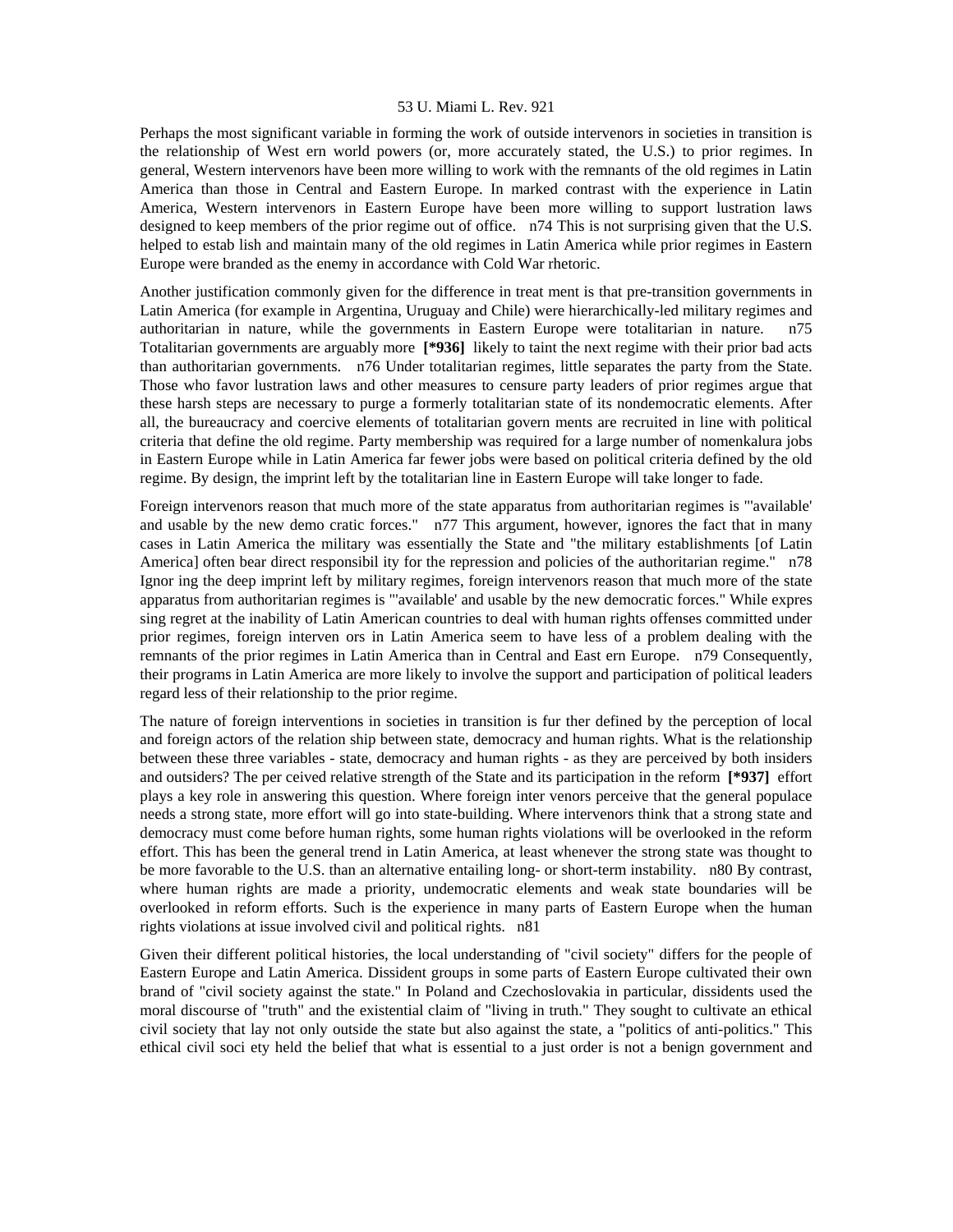Perhaps the most significant variable in forming the work of outside intervenors in societies in transition is the relationship of West ern world powers (or, more accurately stated, the U.S.) to prior regimes. In general, Western intervenors have been more willing to work with the remnants of the old regimes in Latin America than those in Central and Eastern Europe. In marked contrast with the experience in Latin America, Western intervenors in Eastern Europe have been more willing to support lustration laws designed to keep members of the prior regime out of office. n74 This is not surprising given that the U.S. helped to estab lish and maintain many of the old regimes in Latin America while prior regimes in Eastern Europe were branded as the enemy in accordance with Cold War rhetoric.

Another justification commonly given for the difference in treat ment is that pre-transition governments in Latin America (for example in Argentina, Uruguay and Chile) were hierarchically-led military regimes and authoritarian in nature, while the governments in Eastern Europe were totalitarian in nature. n75 Totalitarian governments are arguably more **[*936]** likely to taint the next regime with their prior bad acts than authoritarian governments. n76 Under totalitarian regimes, little separates the party from the State. Those who favor lustration laws and other measures to censure party leaders of prior regimes argue that these harsh steps are necessary to purge a formerly totalitarian state of its nondemocratic elements. After all, the bureaucracy and coercive elements of totalitarian govern ments are recruited in line with political criteria that define the old regime. Party membership was required for a large number of nomenkalura jobs in Eastern Europe while in Latin America far fewer jobs were based on political criteria defined by the old regime. By design, the imprint left by the totalitarian line in Eastern Europe will take longer to fade.

Foreign intervenors reason that much more of the state apparatus from authoritarian regimes is "'available' and usable by the new demo cratic forces." n77 This argument, however, ignores the fact that in many cases in Latin America the military was essentially the State and "the military establishments [of Latin America] often bear direct responsibil ity for the repression and policies of the authoritarian regime." n78 Ignor ing the deep imprint left by military regimes, foreign intervenors reason that much more of the state apparatus from authoritarian regimes is "'available' and usable by the new democratic forces." While expres sing regret at the inability of Latin American countries to deal with human rights offenses committed under prior regimes, foreign interven ors in Latin America seem to have less of a problem dealing with the remnants of the prior regimes in Latin America than in Central and East ern Europe. n79 Consequently, their programs in Latin America are more likely to involve the support and participation of political leaders regard less of their relationship to the prior regime.

The nature of foreign interventions in societies in transition is fur ther defined by the perception of local and foreign actors of the relation ship between state, democracy and human rights. What is the relationship between these three variables - state, democracy and human rights - as they are perceived by both insiders and outsiders? The per ceived relative strength of the State and its participation in the reform **[*937]** effort plays a key role in answering this question. Where foreign inter venors perceive that the general populace needs a strong state, more effort will go into state-building. Where intervenors think that a strong state and democracy must come before human rights, some human rights violations will be overlooked in the reform effort. This has been the general trend in Latin America, at least whenever the strong state was thought to be more favorable to the U.S. than an alternative entailing long- or short-term instability. n80 By contrast, where human rights are made a priority, undemocratic elements and weak state boundaries will be overlooked in reform efforts. Such is the experience in many parts of Eastern Europe when the human rights violations at issue involved civil and political rights. n81

Given their different political histories, the local understanding of "civil society" differs for the people of Eastern Europe and Latin America. Dissident groups in some parts of Eastern Europe cultivated their own brand of "civil society against the state." In Poland and Czechoslovakia in particular, dissidents used the moral discourse of "truth" and the existential claim of "living in truth." They sought to cultivate an ethical civil society that lay not only outside the state but also against the state, a "politics of anti-politics." This ethical civil soci ety held the belief that what is essential to a just order is not a benign government and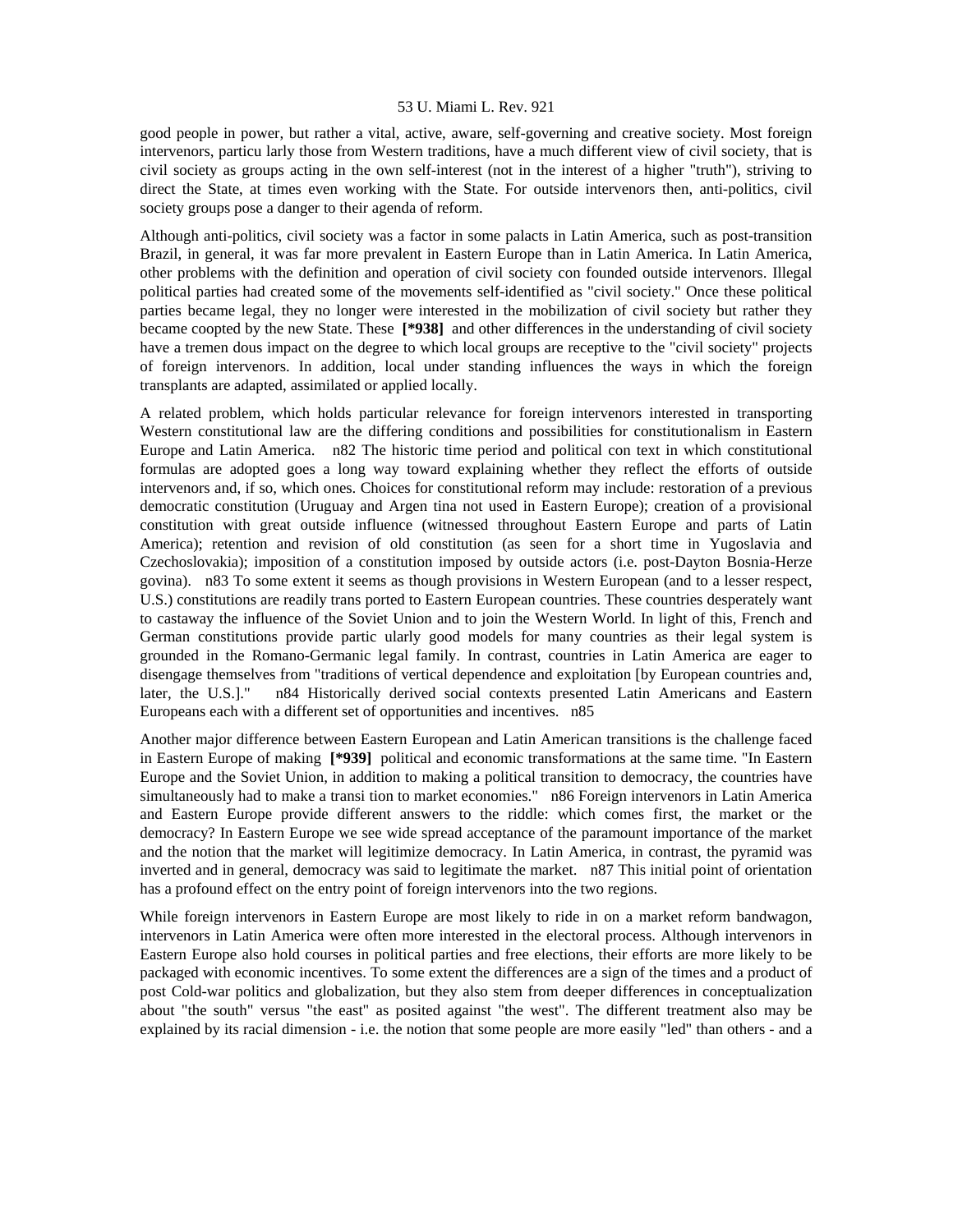good people in power, but rather a vital, active, aware, self-governing and creative society. Most foreign intervenors, particu larly those from Western traditions, have a much different view of civil society, that is civil society as groups acting in the own self-interest (not in the interest of a higher "truth"), striving to direct the State, at times even working with the State. For outside intervenors then, anti-politics, civil society groups pose a danger to their agenda of reform.

Although anti-politics, civil society was a factor in some palacts in Latin America, such as post-transition Brazil, in general, it was far more prevalent in Eastern Europe than in Latin America. In Latin America, other problems with the definition and operation of civil society con founded outside intervenors. Illegal political parties had created some of the movements self-identified as "civil society." Once these political parties became legal, they no longer were interested in the mobilization of civil society but rather they became coopted by the new State. These **[*938]** and other differences in the understanding of civil society have a tremen dous impact on the degree to which local groups are receptive to the "civil society" projects of foreign intervenors. In addition, local under standing influences the ways in which the foreign transplants are adapted, assimilated or applied locally.

A related problem, which holds particular relevance for foreign intervenors interested in transporting Western constitutional law are the differing conditions and possibilities for constitutionalism in Eastern Europe and Latin America. n82 The historic time period and political con text in which constitutional formulas are adopted goes a long way toward explaining whether they reflect the efforts of outside intervenors and, if so, which ones. Choices for constitutional reform may include: restoration of a previous democratic constitution (Uruguay and Argen tina not used in Eastern Europe); creation of a provisional constitution with great outside influence (witnessed throughout Eastern Europe and parts of Latin America); retention and revision of old constitution (as seen for a short time in Yugoslavia and Czechoslovakia); imposition of a constitution imposed by outside actors (i.e. post-Dayton Bosnia-Herze govina). n83 To some extent it seems as though provisions in Western European (and to a lesser respect, U.S.) constitutions are readily trans ported to Eastern European countries. These countries desperately want to castaway the influence of the Soviet Union and to join the Western World. In light of this, French and German constitutions provide partic ularly good models for many countries as their legal system is grounded in the Romano-Germanic legal family. In contrast, countries in Latin America are eager to disengage themselves from "traditions of vertical dependence and exploitation [by European countries and, later, the U.S.]." n84 Historically derived social contexts presented Latin Americans and Eastern Europeans each with a different set of opportunities and incentives. n85

Another major difference between Eastern European and Latin American transitions is the challenge faced in Eastern Europe of making **[*939]** political and economic transformations at the same time. "In Eastern Europe and the Soviet Union, in addition to making a political transition to democracy, the countries have simultaneously had to make a transi tion to market economies." n86 Foreign intervenors in Latin America and Eastern Europe provide different answers to the riddle: which comes first, the market or the democracy? In Eastern Europe we see wide spread acceptance of the paramount importance of the market and the notion that the market will legitimize democracy. In Latin America, in contrast, the pyramid was inverted and in general, democracy was said to legitimate the market. n87 This initial point of orientation has a profound effect on the entry point of foreign intervenors into the two regions.

While foreign intervenors in Eastern Europe are most likely to ride in on a market reform bandwagon, intervenors in Latin America were often more interested in the electoral process. Although intervenors in Eastern Europe also hold courses in political parties and free elections, their efforts are more likely to be packaged with economic incentives. To some extent the differences are a sign of the times and a product of post Cold-war politics and globalization, but they also stem from deeper differences in conceptualization about "the south" versus "the east" as posited against "the west". The different treatment also may be explained by its racial dimension - i.e. the notion that some people are more easily "led" than others - and a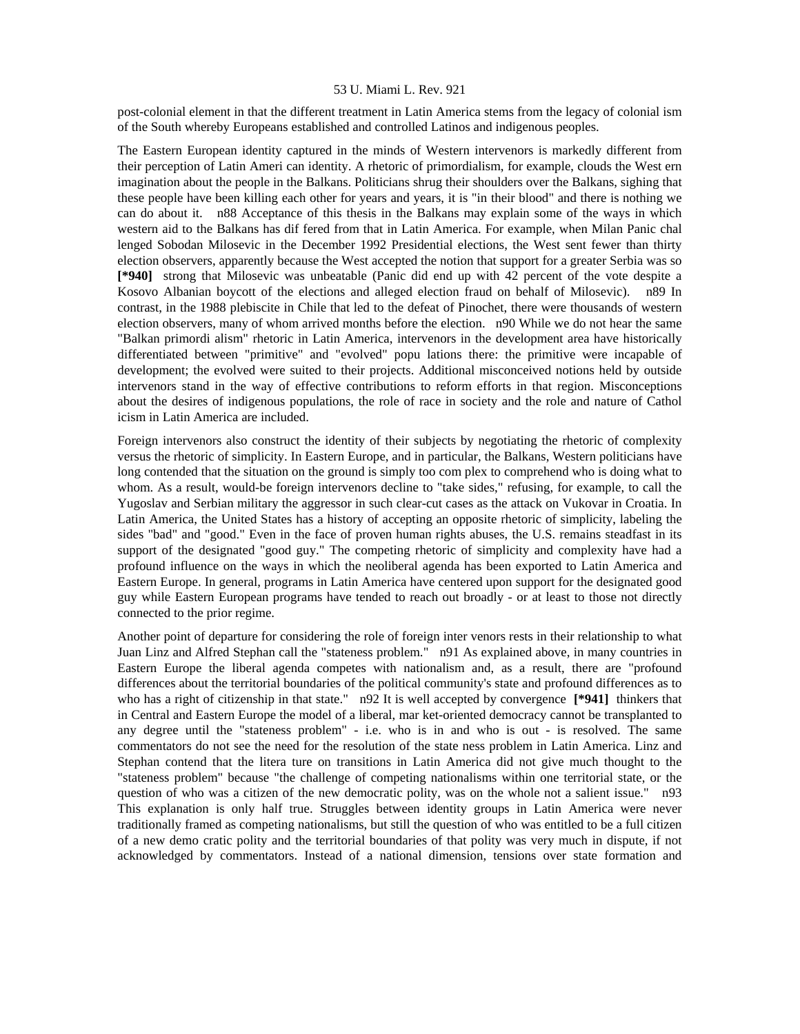post-colonial element in that the different treatment in Latin America stems from the legacy of colonial ism of the South whereby Europeans established and controlled Latinos and indigenous peoples.

The Eastern European identity captured in the minds of Western intervenors is markedly different from their perception of Latin Ameri can identity. A rhetoric of primordialism, for example, clouds the West ern imagination about the people in the Balkans. Politicians shrug their shoulders over the Balkans, sighing that these people have been killing each other for years and years, it is "in their blood" and there is nothing we can do about it. n88 Acceptance of this thesis in the Balkans may explain some of the ways in which western aid to the Balkans has dif fered from that in Latin America. For example, when Milan Panic chal lenged Sobodan Milosevic in the December 1992 Presidential elections, the West sent fewer than thirty election observers, apparently because the West accepted the notion that support for a greater Serbia was so **[*940]** strong that Milosevic was unbeatable (Panic did end up with 42 percent of the vote despite a Kosovo Albanian boycott of the elections and alleged election fraud on behalf of Milosevic). n89 In contrast, in the 1988 plebiscite in Chile that led to the defeat of Pinochet, there were thousands of western election observers, many of whom arrived months before the election. n90 While we do not hear the same "Balkan primordi alism" rhetoric in Latin America, intervenors in the development area have historically differentiated between "primitive" and "evolved" popu lations there: the primitive were incapable of development; the evolved were suited to their projects. Additional misconceived notions held by outside intervenors stand in the way of effective contributions to reform efforts in that region. Misconceptions about the desires of indigenous populations, the role of race in society and the role and nature of Cathol icism in Latin America are included.

Foreign intervenors also construct the identity of their subjects by negotiating the rhetoric of complexity versus the rhetoric of simplicity. In Eastern Europe, and in particular, the Balkans, Western politicians have long contended that the situation on the ground is simply too com plex to comprehend who is doing what to whom. As a result, would-be foreign intervenors decline to "take sides," refusing, for example, to call the Yugoslav and Serbian military the aggressor in such clear-cut cases as the attack on Vukovar in Croatia. In Latin America, the United States has a history of accepting an opposite rhetoric of simplicity, labeling the sides "bad" and "good." Even in the face of proven human rights abuses, the U.S. remains steadfast in its support of the designated "good guy." The competing rhetoric of simplicity and complexity have had a profound influence on the ways in which the neoliberal agenda has been exported to Latin America and Eastern Europe. In general, programs in Latin America have centered upon support for the designated good guy while Eastern European programs have tended to reach out broadly - or at least to those not directly connected to the prior regime.

Another point of departure for considering the role of foreign inter venors rests in their relationship to what Juan Linz and Alfred Stephan call the "stateness problem." n91 As explained above, in many countries in Eastern Europe the liberal agenda competes with nationalism and, as a result, there are "profound differences about the territorial boundaries of the political community's state and profound differences as to who has a right of citizenship in that state." n92 It is well accepted by convergence **[*941]** thinkers that in Central and Eastern Europe the model of a liberal, mar ket-oriented democracy cannot be transplanted to any degree until the "stateness problem" - i.e. who is in and who is out - is resolved. The same commentators do not see the need for the resolution of the state ness problem in Latin America. Linz and Stephan contend that the litera ture on transitions in Latin America did not give much thought to the "stateness problem" because "the challenge of competing nationalisms within one territorial state, or the question of who was a citizen of the new democratic polity, was on the whole not a salient issue." n93 This explanation is only half true. Struggles between identity groups in Latin America were never traditionally framed as competing nationalisms, but still the question of who was entitled to be a full citizen of a new demo cratic polity and the territorial boundaries of that polity was very much in dispute, if not acknowledged by commentators. Instead of a national dimension, tensions over state formation and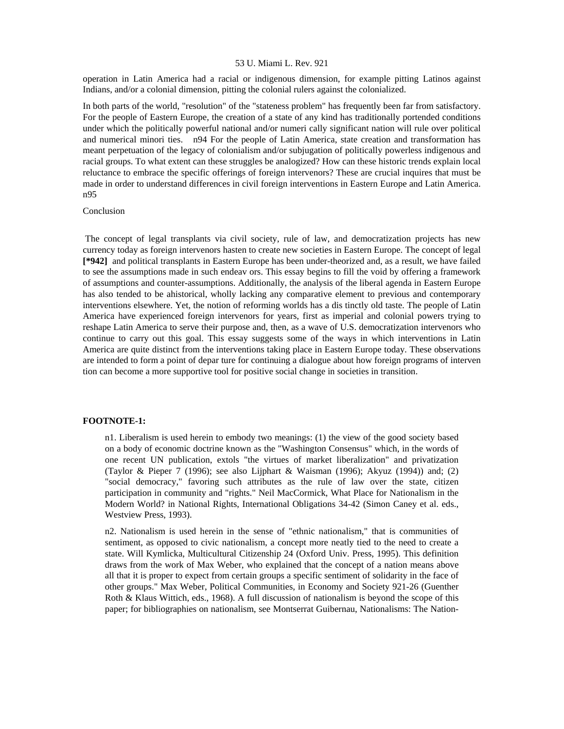operation in Latin America had a racial or indigenous dimension, for example pitting Latinos against Indians, and/or a colonial dimension, pitting the colonial rulers against the colonialized.

In both parts of the world, "resolution" of the "stateness problem" has frequently been far from satisfactory. For the people of Eastern Europe, the creation of a state of any kind has traditionally portended conditions under which the politically powerful national and/or numeri cally significant nation will rule over political and numerical minori ties. n94 For the people of Latin America, state creation and transformation has meant perpetuation of the legacy of colonialism and/or subjugation of politically powerless indigenous and racial groups. To what extent can these struggles be analogized? How can these historic trends explain local reluctance to embrace the specific offerings of foreign intervenors? These are crucial inquires that must be made in order to understand differences in civil foreign interventions in Eastern Europe and Latin America. n95

## Conclusion

The concept of legal transplants via civil society, rule of law, and democratization projects has new currency today as foreign intervenors hasten to create new societies in Eastern Europe. The concept of legal **[*942]** and political transplants in Eastern Europe has been under-theorized and, as a result, we have failed to see the assumptions made in such endeav ors. This essay begins to fill the void by offering a framework of assumptions and counter-assumptions. Additionally, the analysis of the liberal agenda in Eastern Europe has also tended to be ahistorical, wholly lacking any comparative element to previous and contemporary interventions elsewhere. Yet, the notion of reforming worlds has a dis tinctly old taste. The people of Latin America have experienced foreign intervenors for years, first as imperial and colonial powers trying to reshape Latin America to serve their purpose and, then, as a wave of U.S. democratization intervenors who continue to carry out this goal. This essay suggests some of the ways in which interventions in Latin America are quite distinct from the interventions taking place in Eastern Europe today. These observations are intended to form a point of depar ture for continuing a dialogue about how foreign programs of interven tion can become a more supportive tool for positive social change in societies in transition.

**FOOTNOTE-1:**

n1. Liberalism is used herein to embody two meanings: (1) the view of the good society based on a body of economic doctrine known as the "Washington Consensus" which, in the words of one recent UN publication, extols "the virtues of market liberalization" and privatization (Taylor & Pieper 7 (1996); see also Lijphart & Waisman (1996); Akyuz (1994)) and; (2) "social democracy," favoring such attributes as the rule of law over the state, citizen participation in community and "rights." Neil MacCormick, What Place for Nationalism in the Modern World? in National Rights, International Obligations 34-42 (Simon Caney et al. eds., Westview Press, 1993).

n2. Nationalism is used herein in the sense of "ethnic nationalism," that is communities of sentiment, as opposed to civic nationalism, a concept more neatly tied to the need to create a state. Will Kymlicka, Multicultural Citizenship 24 (Oxford Univ. Press, 1995). This definition draws from the work of Max Weber, who explained that the concept of a nation means above all that it is proper to expect from certain groups a specific sentiment of solidarity in the face of other groups." Max Weber, Political Communities, in Economy and Society 921-26 (Guenther Roth & Klaus Wittich, eds., 1968). A full discussion of nationalism is beyond the scope of this paper; for bibliographies on nationalism, see Montserrat Guibernau, Nationalisms: The Nation-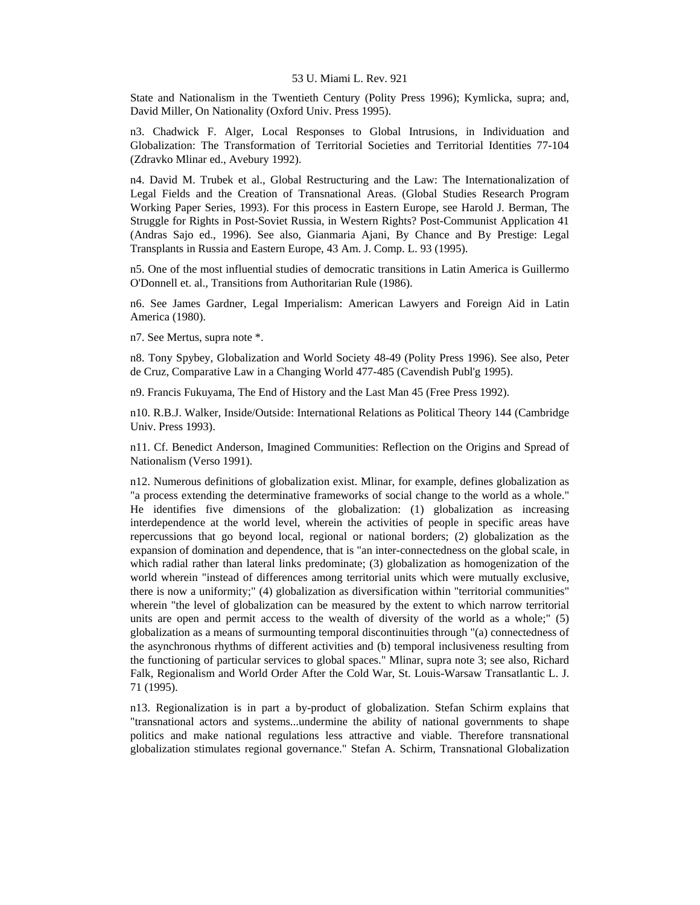State and Nationalism in the Twentieth Century (Polity Press 1996); Kymlicka, supra; and, David Miller, On Nationality (Oxford Univ. Press 1995).

n3. Chadwick F. Alger, Local Responses to Global Intrusions, in Individuation and Globalization: The Transformation of Territorial Societies and Territorial Identities 77-104 (Zdravko Mlinar ed., Avebury 1992).

n4. David M. Trubek et al., Global Restructuring and the Law: The Internationalization of Legal Fields and the Creation of Transnational Areas. (Global Studies Research Program Working Paper Series, 1993). For this process in Eastern Europe, see Harold J. Berman, The Struggle for Rights in Post-Soviet Russia, in Western Rights? Post-Communist Application 41 (Andras Sajo ed., 1996). See also, Gianmaria Ajani, By Chance and By Prestige: Legal Transplants in Russia and Eastern Europe, 43 Am. J. Comp. L. 93 (1995).

n5. One of the most influential studies of democratic transitions in Latin America is Guillermo O'Donnell et. al., Transitions from Authoritarian Rule (1986).

n6. See James Gardner, Legal Imperialism: American Lawyers and Foreign Aid in Latin America (1980).

n7. See Mertus, supra note *.

n8. Tony Spybey, Globalization and World Society 48-49 (Polity Press 1996). See also, Peter de Cruz, Comparative Law in a Changing World 477-485 (Cavendish Publ'g 1995).

n9. Francis Fukuyama, The End of History and the Last Man 45 (Free Press 1992).

n10. R.B.J. Walker, Inside/Outside: International Relations as Political Theory 144 (Cambridge Univ. Press 1993).

n11. Cf. Benedict Anderson, Imagined Communities: Reflection on the Origins and Spread of Nationalism (Verso 1991).

n12. Numerous definitions of globalization exist. Mlinar, for example, defines globalization as "a process extending the determinative frameworks of social change to the world as a whole." He identifies five dimensions of the globalization: (1) globalization as increasing interdependence at the world level, wherein the activities of people in specific areas have repercussions that go beyond local, regional or national borders; (2) globalization as the expansion of domination and dependence, that is "an inter-connectedness on the global scale, in which radial rather than lateral links predominate; (3) globalization as homogenization of the world wherein "instead of differences among territorial units which were mutually exclusive, there is now a uniformity;" (4) globalization as diversification within "territorial communities" wherein "the level of globalization can be measured by the extent to which narrow territorial units are open and permit access to the wealth of diversity of the world as a whole;" (5) globalization as a means of surmounting temporal discontinuities through "(a) connectedness of the asynchronous rhythms of different activities and (b) temporal inclusiveness resulting from the functioning of particular services to global spaces." Mlinar, supra note 3; see also, Richard Falk, Regionalism and World Order After the Cold War, St. Louis-Warsaw Transatlantic L. J. 71 (1995).

n13. Regionalization is in part a by-product of globalization. Stefan Schirm explains that "transnational actors and systems...undermine the ability of national governments to shape politics and make national regulations less attractive and viable. Therefore transnational globalization stimulates regional governance." Stefan A. Schirm, Transnational Globalization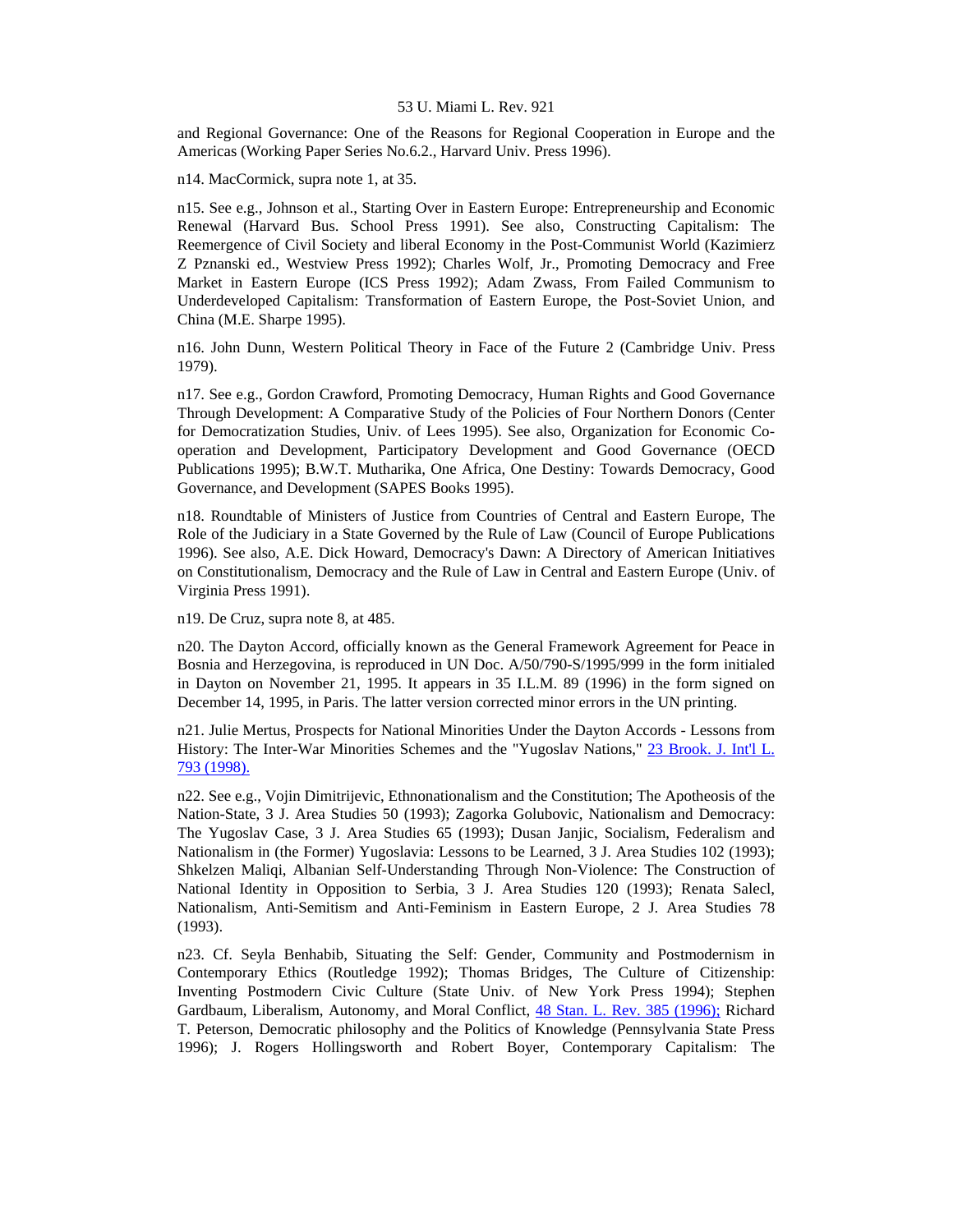and Regional Governance: One of the Reasons for Regional Cooperation in Europe and the Americas (Working Paper Series No.6.2., Harvard Univ. Press 1996).

n14. MacCormick, supra note 1, at 35.

n15. See e.g., Johnson et al., Starting Over in Eastern Europe: Entrepreneurship and Economic Renewal (Harvard Bus. School Press 1991). See also, Constructing Capitalism: The Reemergence of Civil Society and liberal Economy in the Post-Communist World (Kazimierz Z Pznanski ed., Westview Press 1992); Charles Wolf, Jr., Promoting Democracy and Free Market in Eastern Europe (ICS Press 1992); Adam Zwass, From Failed Communism to Underdeveloped Capitalism: Transformation of Eastern Europe, the Post-Soviet Union, and China (M.E. Sharpe 1995).

n16. John Dunn, Western Political Theory in Face of the Future 2 (Cambridge Univ. Press 1979).

n17. See e.g., Gordon Crawford, Promoting Democracy, Human Rights and Good Governance Through Development: A Comparative Study of the Policies of Four Northern Donors (Center for Democratization Studies, Univ. of Lees 1995). See also, Organization for Economic Co-operation and Development, Participatory Development and Good Governance (OECD Publications 1995); B.W.T. Mutharika, One Africa, One Destiny: Towards Democracy, Good Governance, and Development (SAPES Books 1995).

n18. Roundtable of Ministers of Justice from Countries of Central and Eastern Europe, The Role of the Judiciary in a State Governed by the Rule of Law (Council of Europe Publications 1996). See also, A.E. Dick Howard, Democracy's Dawn: A Directory of American Initiatives on Constitutionalism, Democracy and the Rule of Law in Central and Eastern Europe (Univ. of Virginia Press 1991).

n19. De Cruz, supra note 8, at 485.

n20. The Dayton Accord, officially known as the General Framework Agreement for Peace in Bosnia and Herzegovina, is reproduced in UN Doc. A/50/790-S/1995/999 in the form initialed in Dayton on November 21, 1995. It appears in 35 I.L.M. 89 (1996) in the form signed on December 14, 1995, in Paris. The latter version corrected minor errors in the UN printing.

n21. Julie Mertus, Prospects for National Minorities Under the Dayton Accords - Lessons from History: The Inter-War Minorities Schemes and the "Yugoslav Nations," 23 Brook. J. Int'l L. 793 (1998).

n22. See e.g., Vojin Dimitrijevic, Ethnonationalism and the Constitution; The Apotheosis of the Nation-State, 3 J. Area Studies 50 (1993); Zagorka Golubovic, Nationalism and Democracy: The Yugoslav Case, 3 J. Area Studies 65 (1993); Dusan Janjic, Socialism, Federalism and Nationalism in (the Former) Yugoslavia: Lessons to be Learned, 3 J. Area Studies 102 (1993); Shkelzen Maliqi, Albanian Self-Understanding Through Non-Violence: The Construction of National Identity in Opposition to Serbia, 3 J. Area Studies 120 (1993); Renata Salecl, Nationalism, Anti-Semitism and Anti-Feminism in Eastern Europe, 2 J. Area Studies 78 (1993).

n23. Cf. Seyla Benhabib, Situating the Self: Gender, Community and Postmodernism in Contemporary Ethics (Routledge 1992); Thomas Bridges, The Culture of Citizenship: Inventing Postmodern Civic Culture (State Univ. of New York Press 1994); Stephen Gardbaum, Liberalism, Autonomy, and Moral Conflict, 48 Stan. L. Rev. 385 (1996); Richard T. Peterson, Democratic philosophy and the Politics of Knowledge (Pennsylvania State Press 1996); J. Rogers Hollingsworth and Robert Boyer, Contemporary Capitalism: The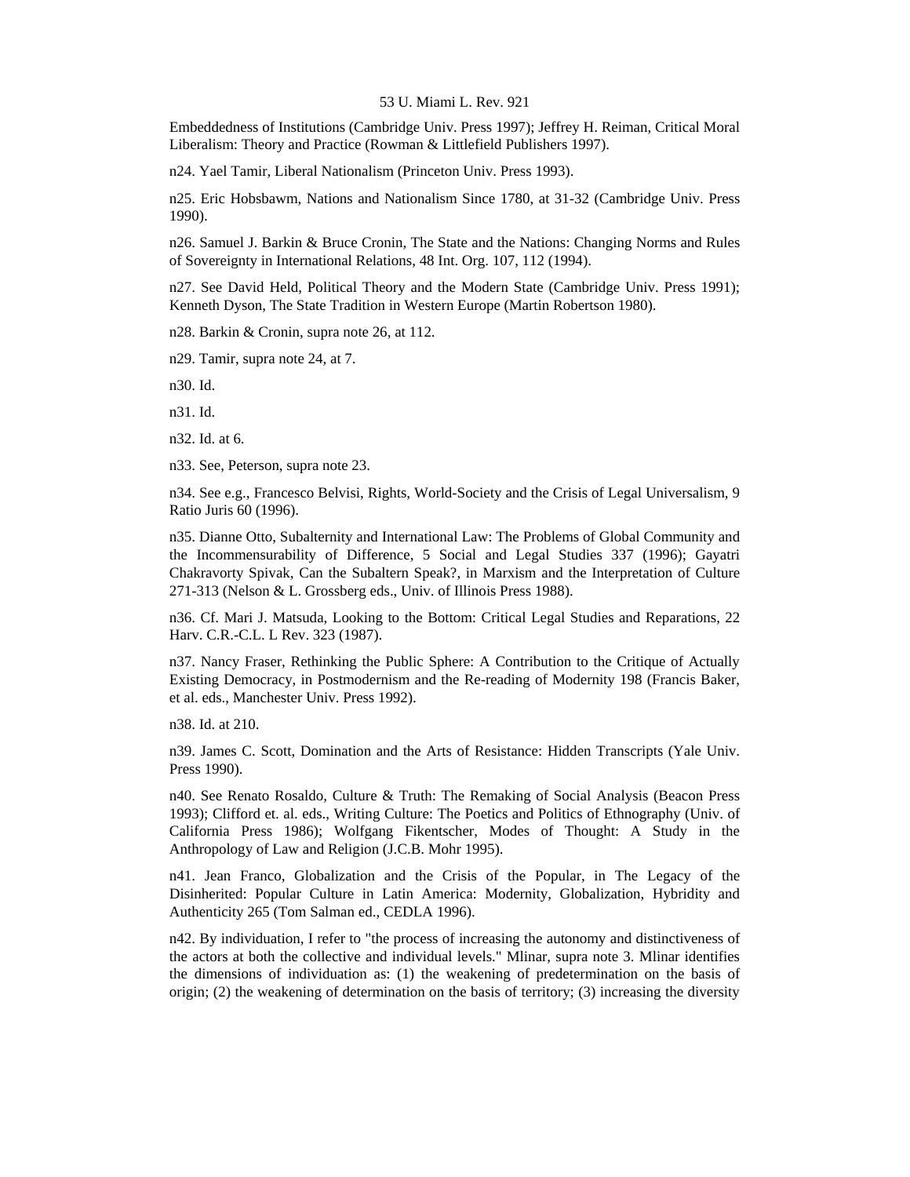Embeddedness of Institutions (Cambridge Univ. Press 1997); Jeffrey H. Reiman, Critical Moral Liberalism: Theory and Practice (Rowman & Littlefield Publishers 1997).

n24. Yael Tamir, Liberal Nationalism (Princeton Univ. Press 1993).

n25. Eric Hobsbawm, Nations and Nationalism Since 1780, at 31-32 (Cambridge Univ. Press 1990).

n26. Samuel J. Barkin & Bruce Cronin, The State and the Nations: Changing Norms and Rules of Sovereignty in International Relations, 48 Int. Org. 107, 112 (1994).

n27. See David Held, Political Theory and the Modern State (Cambridge Univ. Press 1991); Kenneth Dyson, The State Tradition in Western Europe (Martin Robertson 1980).

n28. Barkin & Cronin, supra note 26, at 112.

n29. Tamir, supra note 24, at 7.

n30. Id.

n31. Id.

n32. Id. at 6.

n33. See, Peterson, supra note 23.

n34. See e.g., Francesco Belvisi, Rights, World-Society and the Crisis of Legal Universalism, 9 Ratio Juris 60 (1996).

n35. Dianne Otto, Subalternity and International Law: The Problems of Global Community and the Incommensurability of Difference, 5 Social and Legal Studies 337 (1996); Gayatri Chakravorty Spivak, Can the Subaltern Speak?, in Marxism and the Interpretation of Culture 271-313 (Nelson & L. Grossberg eds., Univ. of Illinois Press 1988).

n36. Cf. Mari J. Matsuda, Looking to the Bottom: Critical Legal Studies and Reparations, 22 Harv. C.R.-C.L. L Rev. 323 (1987).

n37. Nancy Fraser, Rethinking the Public Sphere: A Contribution to the Critique of Actually Existing Democracy, in Postmodernism and the Re-reading of Modernity 198 (Francis Baker, et al. eds., Manchester Univ. Press 1992).

n38. Id. at 210.

n39. James C. Scott, Domination and the Arts of Resistance: Hidden Transcripts (Yale Univ. Press 1990).

n40. See Renato Rosaldo, Culture & Truth: The Remaking of Social Analysis (Beacon Press 1993); Clifford et. al. eds., Writing Culture: The Poetics and Politics of Ethnography (Univ. of California Press 1986); Wolfgang Fikentscher, Modes of Thought: A Study in the Anthropology of Law and Religion (J.C.B. Mohr 1995).

n41. Jean Franco, Globalization and the Crisis of the Popular, in The Legacy of the Disinherited: Popular Culture in Latin America: Modernity, Globalization, Hybridity and Authenticity 265 (Tom Salman ed., CEDLA 1996).

n42. By individuation, I refer to "the process of increasing the autonomy and distinctiveness of the actors at both the collective and individual levels." Mlinar, supra note 3. Mlinar identifies the dimensions of individuation as: (1) the weakening of predetermination on the basis of origin; (2) the weakening of determination on the basis of territory; (3) increasing the diversity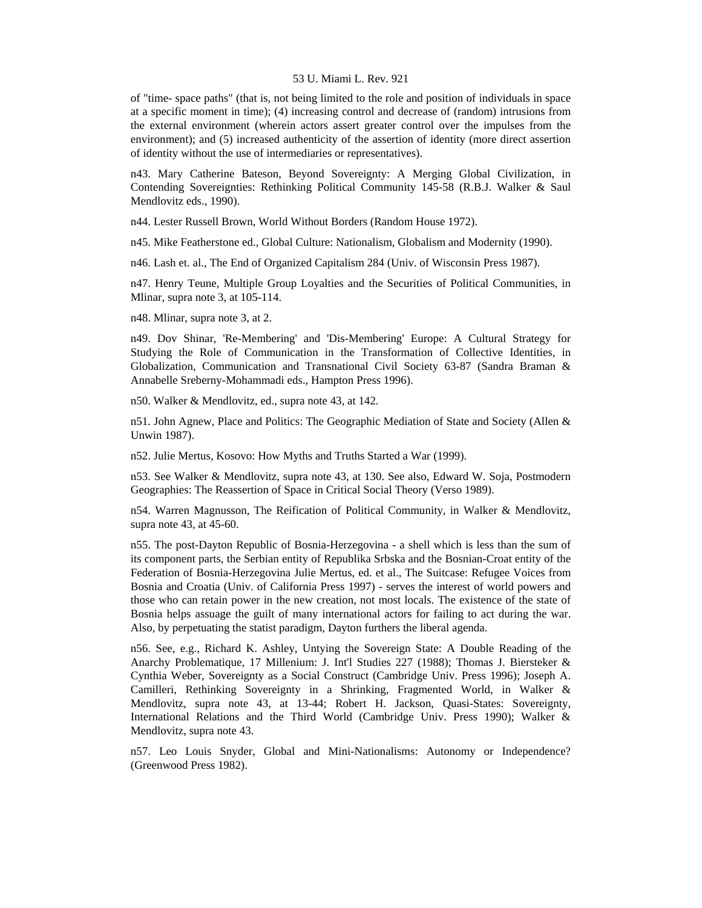of "time- space paths" (that is, not being limited to the role and position of individuals in space at a specific moment in time); (4) increasing control and decrease of (random) intrusions from the external environment (wherein actors assert greater control over the impulses from the environment); and (5) increased authenticity of the assertion of identity (more direct assertion of identity without the use of intermediaries or representatives).

n43. Mary Catherine Bateson, Beyond Sovereignty: A Merging Global Civilization, in Contending Sovereignties: Rethinking Political Community 145-58 (R.B.J. Walker & Saul Mendlovitz eds., 1990).

n44. Lester Russell Brown, World Without Borders (Random House 1972).

n45. Mike Featherstone ed., Global Culture: Nationalism, Globalism and Modernity (1990).

n46. Lash et. al., The End of Organized Capitalism 284 (Univ. of Wisconsin Press 1987).

n47. Henry Teune, Multiple Group Loyalties and the Securities of Political Communities, in Mlinar, supra note 3, at 105-114.

n48. Mlinar, supra note 3, at 2.

n49. Dov Shinar, 'Re-Membering' and 'Dis-Membering' Europe: A Cultural Strategy for Studying the Role of Communication in the Transformation of Collective Identities, in Globalization, Communication and Transnational Civil Society 63-87 (Sandra Braman & Annabelle Sreberny-Mohammadi eds., Hampton Press 1996).

n50. Walker & Mendlovitz, ed., supra note 43, at 142.

n51. John Agnew, Place and Politics: The Geographic Mediation of State and Society (Allen & Unwin 1987).

n52. Julie Mertus, Kosovo: How Myths and Truths Started a War (1999).

n53. See Walker & Mendlovitz, supra note 43, at 130. See also, Edward W. Soja, Postmodern Geographies: The Reassertion of Space in Critical Social Theory (Verso 1989).

n54. Warren Magnusson, The Reification of Political Community, in Walker & Mendlovitz, supra note 43, at 45-60.

n55. The post-Dayton Republic of Bosnia-Herzegovina - a shell which is less than the sum of its component parts, the Serbian entity of Republika Srbska and the Bosnian-Croat entity of the Federation of Bosnia-Herzegovina Julie Mertus, ed. et al., The Suitcase: Refugee Voices from Bosnia and Croatia (Univ. of California Press 1997) - serves the interest of world powers and those who can retain power in the new creation, not most locals. The existence of the state of Bosnia helps assuage the guilt of many international actors for failing to act during the war. Also, by perpetuating the statist paradigm, Dayton furthers the liberal agenda.

n56. See, e.g., Richard K. Ashley, Untying the Sovereign State: A Double Reading of the Anarchy Problematique, 17 Millenium: J. Int'l Studies 227 (1988); Thomas J. Biersteker & Cynthia Weber, Sovereignty as a Social Construct (Cambridge Univ. Press 1996); Joseph A. Camilleri, Rethinking Sovereignty in a Shrinking, Fragmented World, in Walker & Mendlovitz, supra note 43, at 13-44; Robert H. Jackson, Quasi-States: Sovereignty, International Relations and the Third World (Cambridge Univ. Press 1990); Walker & Mendlovitz, supra note 43.

n57. Leo Louis Snyder, Global and Mini-Nationalisms: Autonomy or Independence? (Greenwood Press 1982).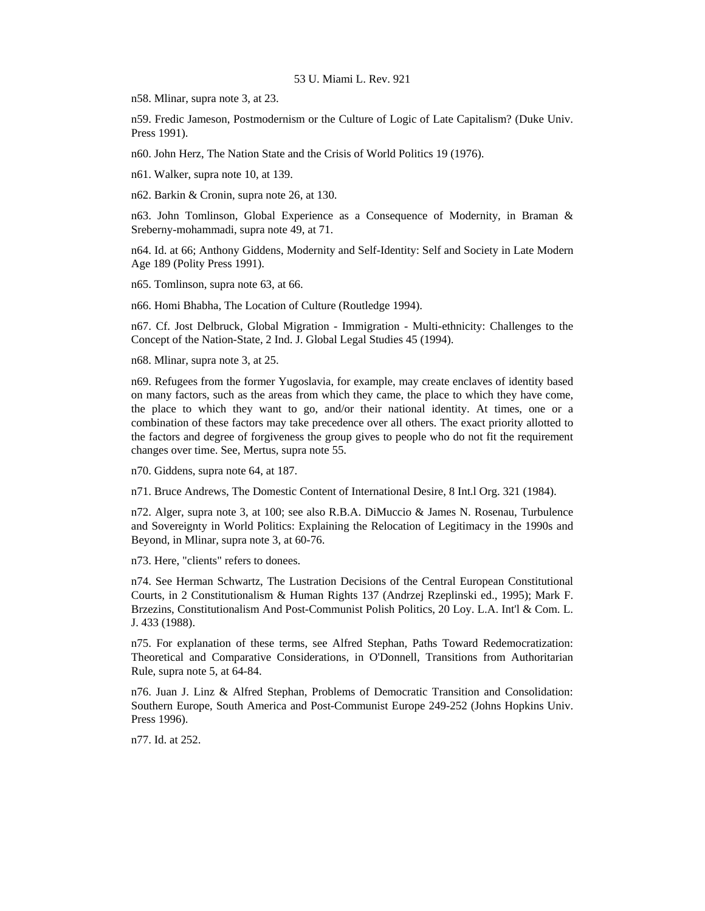n58. Mlinar, supra note 3, at 23.

n59. Fredic Jameson, Postmodernism or the Culture of Logic of Late Capitalism? (Duke Univ. Press 1991).

n60. John Herz, The Nation State and the Crisis of World Politics 19 (1976).

n61. Walker, supra note 10, at 139.

n62. Barkin & Cronin, supra note 26, at 130.

n63. John Tomlinson, Global Experience as a Consequence of Modernity, in Braman & Sreberny-mohammadi, supra note 49, at 71.

n64. Id. at 66; Anthony Giddens, Modernity and Self-Identity: Self and Society in Late Modern Age 189 (Polity Press 1991).

n65. Tomlinson, supra note 63, at 66.

n66. Homi Bhabha, The Location of Culture (Routledge 1994).

n67. Cf. Jost Delbruck, Global Migration - Immigration - Multi-ethnicity: Challenges to the Concept of the Nation-State, 2 Ind. J. Global Legal Studies 45 (1994).

n68. Mlinar, supra note 3, at 25.

n69. Refugees from the former Yugoslavia, for example, may create enclaves of identity based on many factors, such as the areas from which they came, the place to which they have come, the place to which they want to go, and/or their national identity. At times, one or a combination of these factors may take precedence over all others. The exact priority allotted to the factors and degree of forgiveness the group gives to people who do not fit the requirement changes over time. See, Mertus, supra note 55.

n70. Giddens, supra note 64, at 187.

n71. Bruce Andrews, The Domestic Content of International Desire, 8 Int.l Org. 321 (1984).

n72. Alger, supra note 3, at 100; see also R.B.A. DiMuccio & James N. Rosenau, Turbulence and Sovereignty in World Politics: Explaining the Relocation of Legitimacy in the 1990s and Beyond, in Mlinar, supra note 3, at 60-76.

n73. Here, "clients" refers to donees.

n74. See Herman Schwartz, The Lustration Decisions of the Central European Constitutional Courts, in 2 Constitutionalism & Human Rights 137 (Andrzej Rzeplinski ed., 1995); Mark F. Brzezins, Constitutionalism And Post-Communist Polish Politics, 20 Loy. L.A. Int'l & Com. L. J. 433 (1988).

n75. For explanation of these terms, see Alfred Stephan, Paths Toward Redemocratization: Theoretical and Comparative Considerations, in O'Donnell, Transitions from Authoritarian Rule, supra note 5, at 64-84.

n76. Juan J. Linz & Alfred Stephan, Problems of Democratic Transition and Consolidation: Southern Europe, South America and Post-Communist Europe 249-252 (Johns Hopkins Univ. Press 1996).

n77. Id. at 252.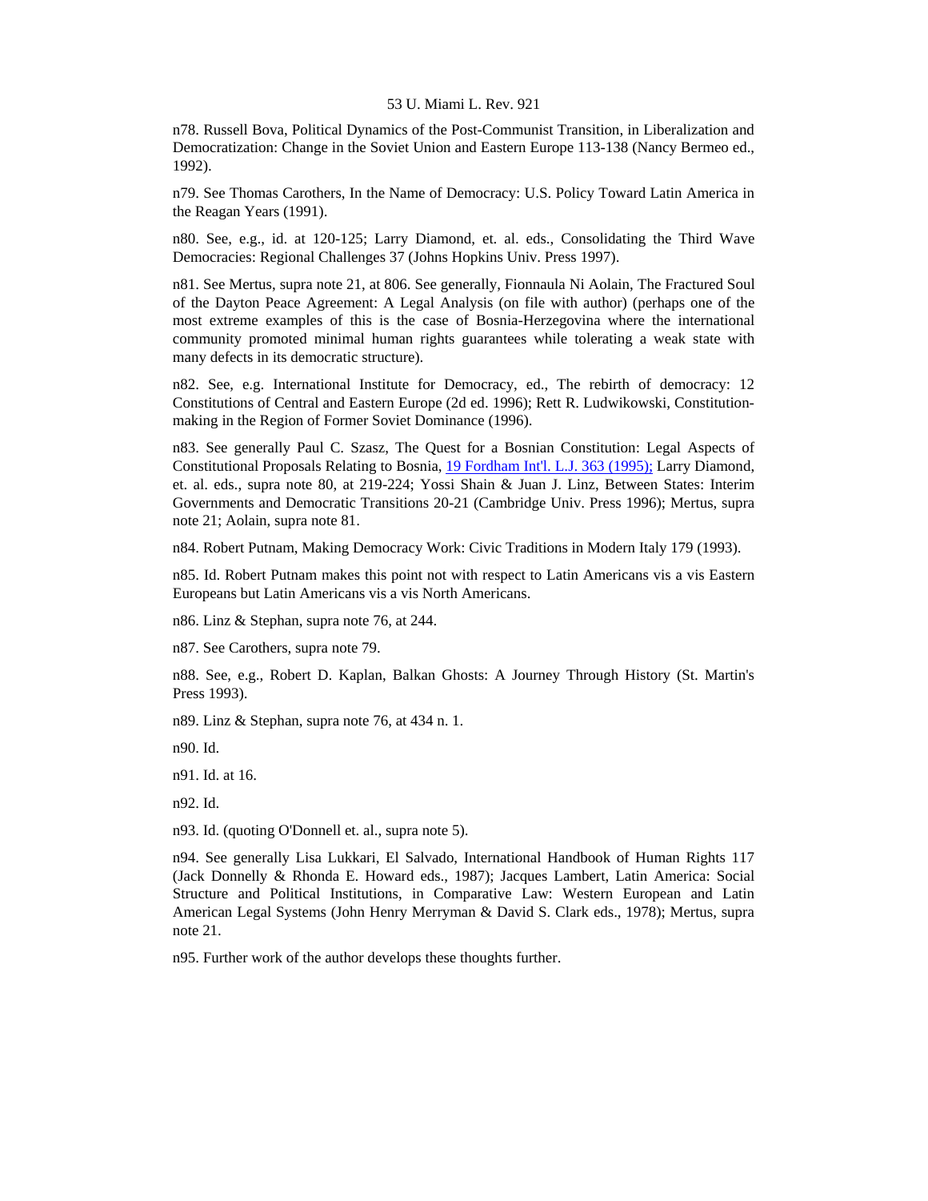n78. Russell Bova, Political Dynamics of the Post-Communist Transition, in Liberalization and Democratization: Change in the Soviet Union and Eastern Europe 113-138 (Nancy Bermeo ed., 1992).

n79. See Thomas Carothers, In the Name of Democracy: U.S. Policy Toward Latin America in the Reagan Years (1991).

n80. See, e.g., id. at 120-125; Larry Diamond, et. al. eds., Consolidating the Third Wave Democracies: Regional Challenges 37 (Johns Hopkins Univ. Press 1997).

n81. See Mertus, supra note 21, at 806. See generally, Fionnaula Ni Aolain, The Fractured Soul of the Dayton Peace Agreement: A Legal Analysis (on file with author) (perhaps one of the most extreme examples of this is the case of Bosnia-Herzegovina where the international community promoted minimal human rights guarantees while tolerating a weak state with many defects in its democratic structure).

n82. See, e.g. International Institute for Democracy, ed., The rebirth of democracy: 12 Constitutions of Central and Eastern Europe (2d ed. 1996); Rett R. Ludwikowski, Constitution-making in the Region of Former Soviet Dominance (1996).

n83. See generally Paul C. Szasz, The Quest for a Bosnian Constitution: Legal Aspects of Constitutional Proposals Relating to Bosnia, 19 Fordham Int'l. L.J. 363 (1995); Larry Diamond, et. al. eds., supra note 80, at 219-224; Yossi Shain & Juan J. Linz, Between States: Interim Governments and Democratic Transitions 20-21 (Cambridge Univ. Press 1996); Mertus, supra note 21; Aolain, supra note 81.

n84. Robert Putnam, Making Democracy Work: Civic Traditions in Modern Italy 179 (1993).

n85. Id. Robert Putnam makes this point not with respect to Latin Americans vis a vis Eastern Europeans but Latin Americans vis a vis North Americans.

n86. Linz & Stephan, supra note 76, at 244.

n87. See Carothers, supra note 79.

n88. See, e.g., Robert D. Kaplan, Balkan Ghosts: A Journey Through History (St. Martin's Press 1993).

n89. Linz & Stephan, supra note 76, at 434 n. 1.

n90. Id.

n91. Id. at 16.

n92. Id.

n93. Id. (quoting O'Donnell et. al., supra note 5).

n94. See generally Lisa Lukkari, El Salvado, International Handbook of Human Rights 117 (Jack Donnelly & Rhonda E. Howard eds., 1987); Jacques Lambert, Latin America: Social Structure and Political Institutions, in Comparative Law: Western European and Latin American Legal Systems (John Henry Merryman & David S. Clark eds., 1978); Mertus, supra note 21.

n95. Further work of the author develops these thoughts further.